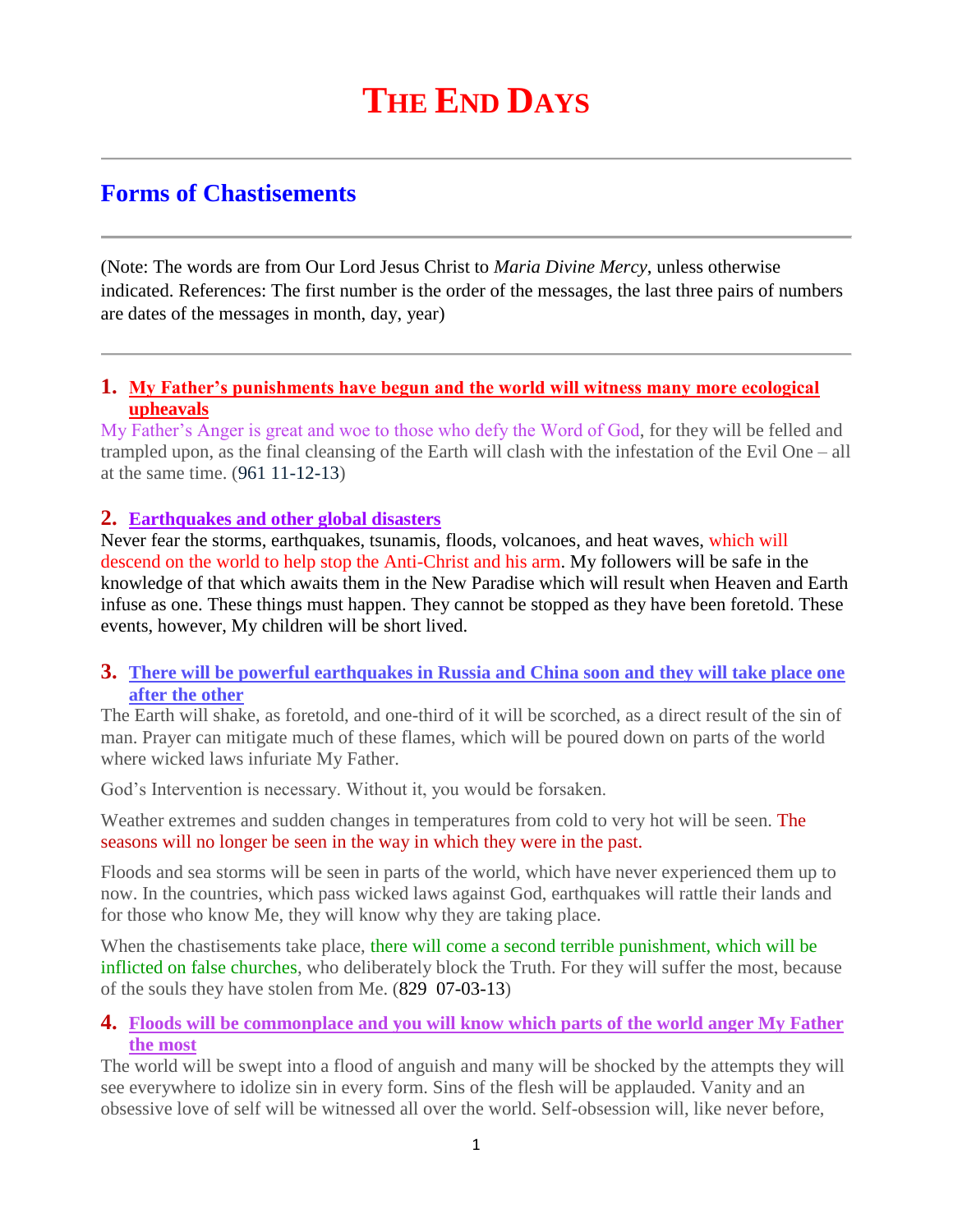# THE END DAYS

## Forms of Chastisements

(Note: The words are from Our Lord Jesus Christ to *Maria Divine Mercy*, unless otherwise indicated. References: The first number is the order of the messages, the last three pairs of numbers are dates of the messages in month, day, year)

### 1. My Father's punishments have begun and the world will witness many more ecological upheavals

My Father's Anger is great and woe to those who defy the Word of God, for they will be felled and trampled upon, as the final cleansing of the Earth will clash with the infestation of the Evil One – all at the same time. (961 11-12-13)

### 2. Earthquakes and other global disasters

Never fear the storms, earthquakes, tsunamis, floods, volcanoes, and heat waves, which will descend on the world to help stop the Anti-Christ and his arm. My followers will be safe in the knowledge of that which awaits them in the New Paradise which will result when Heaven and Earth infuse as one. These things must happen. They cannot be stopped as they have been foretold. These events, however, My children will be short lived.

### 3. There will be powerful earthquakes in Russia and China soon and they will take place one after the other

The Earth will shake, as foretold, and one-third of it will be scorched, as a direct result of the sin of man. Prayer can mitigate much of these flames, which will be poured down on parts of the world where wicked laws infuriate My Father.

God's Intervention is necessary. Without it, you would be forsaken.

Weather extremes and sudden changes in temperatures from cold to very hot will be seen. The seasons will no longer be seen in the way in which they were in the past.

Floods and sea storms will be seen in parts of the world, which have never experienced them up to now. In the countries, which pass wicked laws against God, earthquakes will rattle their lands and for those who know Me, they will know why they are taking place.

When the chastisements take place, there will come a second terrible punishment, which will be inflicted on false churches, who deliberately block the Truth. For they will suffer the most, because of the souls they have stolen from Me. (829 07-03-13)

### 4. Floods will be commonplace and you will know which parts of the world anger My Father the most

The world will be swept into a flood of anguish and many will be shocked by the attempts they will see everywhere to idolize sin in every form. Sins of the flesh will be applauded. Vanity and an obsessive love of self will be witnessed all over the world. Self-obsession will, like never before,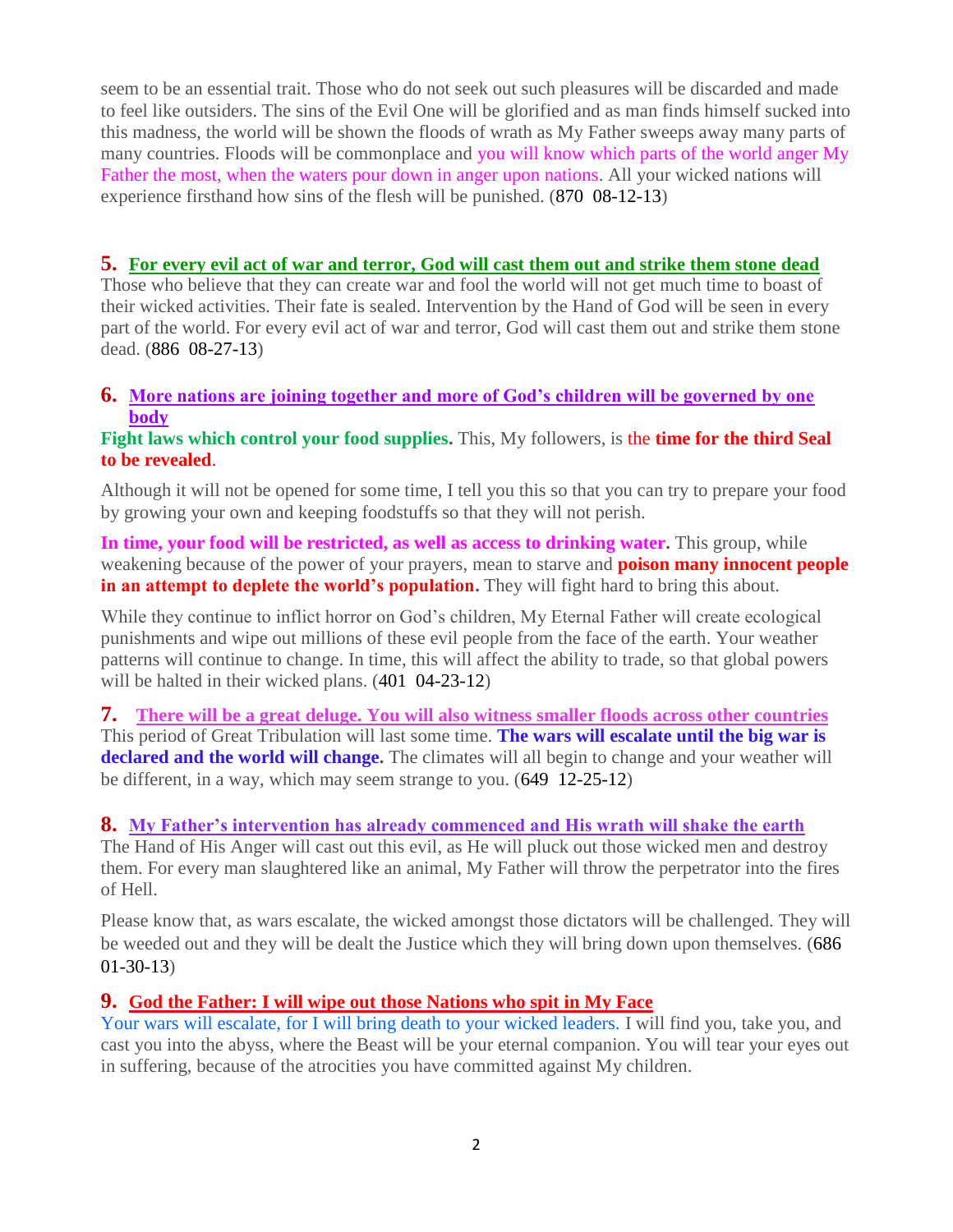seem to be an essential trait. Those who do not seek out such pleasures will be discarded and made to feel like outsiders. The sins of the Evil One will be glorified and as man finds himself sucked into this madness, the world will be shown the floods of wrath as My Father sweeps away many parts of many countries. Floods will be commonplace and you will know which parts of the world anger My Father the most, when the waters pour down in anger upon nations. All your wicked nations will experience firsthand how sins of the flesh will be punished. (870 08-12-13)

**5. For every evil act of war and terror, God will cast them out and strike them stone dead**

Those who believe that they can create war and fool the world will not get much time to boast of their wicked activities. Their fate is sealed. Intervention by the Hand of God will be seen in every part of the world. For every evil act of war and terror, God will cast them out and strike them stone dead. (886 08-27-13)

**6. More nations are joining together and more of God's children will be governed by one body**

**Fight laws which control your food supplies.** This, My followers, is the **time for the third Seal to be revealed**.

Although it will not be opened for some time, I tell you this so that you can try to prepare your food by growing your own and keeping foodstuffs so that they will not perish.

**In time, your food will be restricted, as well as access to drinking water.** This group, while weakening because of the power of your prayers, mean to starve and **poison many innocent people in an attempt to deplete the world's population.** They will fight hard to bring this about.

While they continue to inflict horror on God's children, My Eternal Father will create ecological punishments and wipe out millions of these evil people from the face of the earth. Your weather patterns will continue to change. In time, this will affect the ability to trade, so that global powers will be halted in their wicked plans. (401 04-23-12)

**7. There will be a great deluge. You will also witness smaller floods across other countries**

This period of Great Tribulation will last some time. **The wars will escalate until the big war is declared and the world will change.** The climates will all begin to change and your weather will be different, in a way, which may seem strange to you. (649 12-25-12)

**8. My Father's intervention has already commenced and His wrath will shake the earth**

The Hand of His Anger will cast out this evil, as He will pluck out those wicked men and destroy them. For every man slaughtered like an animal, My Father will throw the perpetrator into the fires of Hell.

Please know that, as wars escalate, the wicked amongst those dictators will be challenged. They will be weeded out and they will be dealt the Justice which they will bring down upon themselves. (686 01-30-13)

**9. God the Father: I will wipe out those Nations who spit in My Face**

Your wars will escalate, for I will bring death to your wicked leaders. I will find you, take you, and cast you into the abyss, where the Beast will be your eternal companion. You will tear your eyes out in suffering, because of the atrocities you have committed against My children.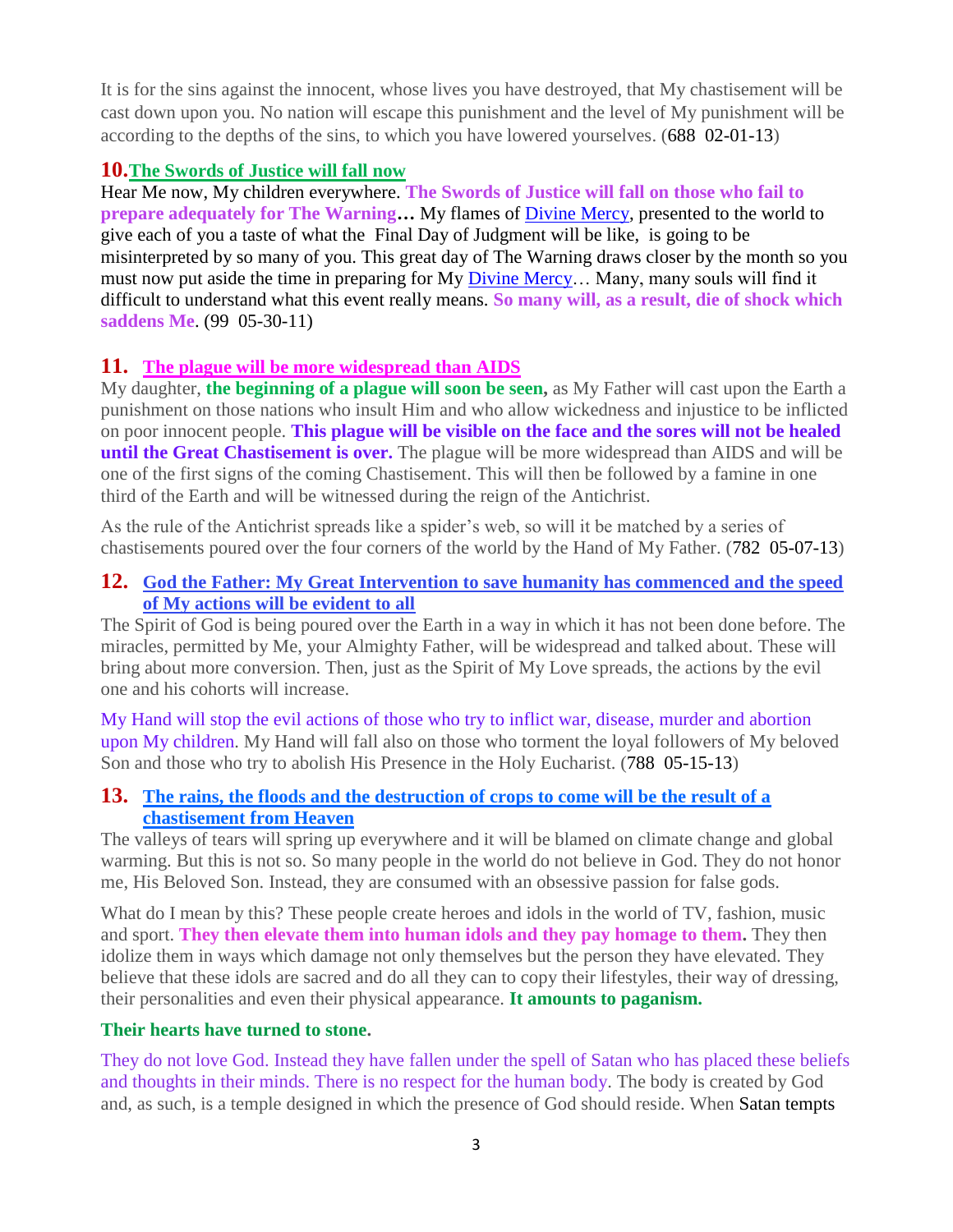It is for the sins against the innocent, whose lives you have destroyed, that My chastisement will be cast down upon you. No nation will escape this punishment and the level of My punishment will be according to the depths of the sins, to which you have lowered yourselves. (688 02-01-13)

## 10. The Swords of Justice will fall now

Hear Me now, My children everywhere. **The Swords of Justice will fall on those who fail to prepare adequately for The Warning…** My flames of Divine Mercy, presented to the world to give each of you a taste of what the Final Day of Judgment will be like, is going to be misinterpreted by so many of you. This great day of The Warning draws closer by the month so you must now put aside the time in preparing for My Divine Mercy… Many, many souls will find it difficult to understand what this event really means. **So many will, as a result, die of shock which saddens Me**. (99 05-30-11)

## 11. The plague will be more widespread than AIDS

My daughter, **the beginning of a plague will soon be seen,** as My Father will cast upon the Earth a punishment on those nations who insult Him and who allow wickedness and injustice to be inflicted on poor innocent people. **This plague will be visible on the face and the sores will not be healed until the Great Chastisement is over.** The plague will be more widespread than AIDS and will be one of the first signs of the coming Chastisement. This will then be followed by a famine in one third of the Earth and will be witnessed during the reign of the Antichrist.

As the rule of the Antichrist spreads like a spider's web, so will it be matched by a series of chastisements poured over the four corners of the world by the Hand of My Father. (782 05-07-13)

## 12. God the Father: My Great Intervention to save humanity has commenced and the speed of My actions will be evident to all

The Spirit of God is being poured over the Earth in a way in which it has not been done before. The miracles, permitted by Me, your Almighty Father, will be widespread and talked about. These will bring about more conversion. Then, just as the Spirit of My Love spreads, the actions by the evil one and his cohorts will increase.

My Hand will stop the evil actions of those who try to inflict war, disease, murder and abortion upon My children. My Hand will fall also on those who torment the loyal followers of My beloved Son and those who try to abolish His Presence in the Holy Eucharist. (788 05-15-13)

## 13. The rains, the floods and the destruction of crops to come will be the result of a chastisement from Heaven

The valleys of tears will spring up everywhere and it will be blamed on climate change and global warming. But this is not so. So many people in the world do not believe in God. They do not honor me, His Beloved Son. Instead, they are consumed with an obsessive passion for false gods.

What do I mean by this? These people create heroes and idols in the world of TV, fashion, music and sport. **They then elevate them into human idols and they pay homage to them.** They then idolize them in ways which damage not only themselves but the person they have elevated. They believe that these idols are sacred and do all they can to copy their lifestyles, their way of dressing, their personalities and even their physical appearance. **It amounts to paganism.**

**Their hearts have turned to stone.**

They do not love God. Instead they have fallen under the spell of Satan who has placed these beliefs and thoughts in their minds. There is no respect for the human body. The body is created by God and, as such, is a temple designed in which the presence of God should reside. When Satan tempts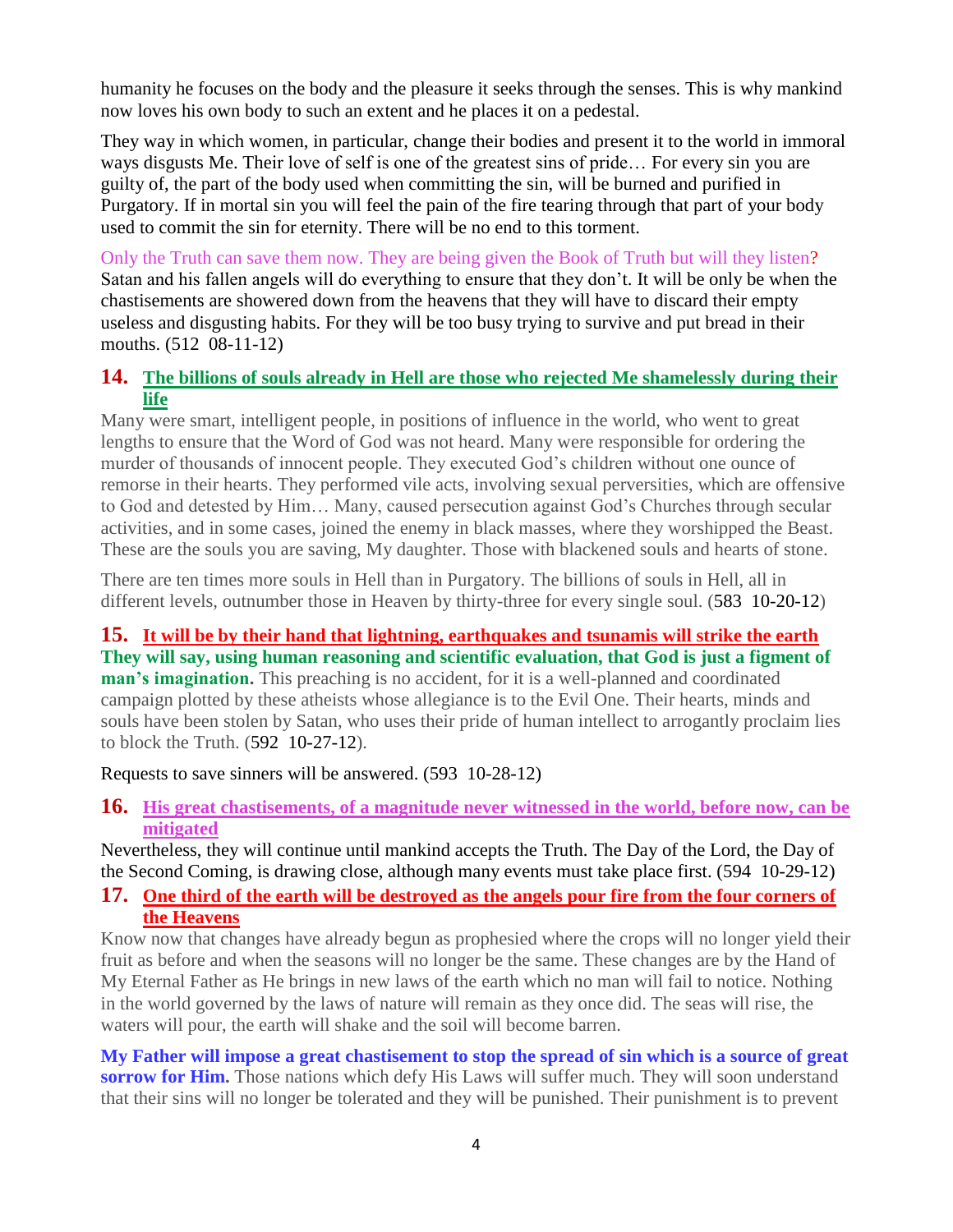humanity he focuses on the body and the pleasure it seeks through the senses. This is why mankind now loves his own body to such an extent and he places it on a pedestal.

They way in which women, in particular, change their bodies and present it to the world in immoral ways disgusts Me. Their love of self is one of the greatest sins of pride… For every sin you are guilty of, the part of the body used when committing the sin, will be burned and purified in Purgatory. If in mortal sin you will feel the pain of the fire tearing through that part of your body used to commit the sin for eternity. There will be no end to this torment.

Only the Truth can save them now. They are being given the Book of Truth but will they listen? Satan and his fallen angels will do everything to ensure that they don't. It will be only be when the chastisements are showered down from the heavens that they will have to discard their empty useless and disgusting habits. For they will be too busy trying to survive and put bread in their mouths. (512 08-11-12)

## 14. The billions of souls already in Hell are those who rejected Me shamelessly during their life

Many were smart, intelligent people, in positions of influence in the world, who went to great lengths to ensure that the Word of God was not heard. Many were responsible for ordering the murder of thousands of innocent people. They executed God's children without one ounce of remorse in their hearts. They performed vile acts, involving sexual perversities, which are offensive to God and detested by Him… Many, caused persecution against God's Churches through secular activities, and in some cases, joined the enemy in black masses, where they worshipped the Beast. These are the souls you are saving, My daughter. Those with blackened souls and hearts of stone.

There are ten times more souls in Hell than in Purgatory. The billions of souls in Hell, all in different levels, outnumber those in Heaven by thirty-three for every single soul. (583 10-20-12)

## 15. It will be by their hand that lightning, earthquakes and tsunamis will strike the earth

**They will say, using human reasoning and scientific evaluation, that God is just a figment of man's imagination.** This preaching is no accident, for it is a well-planned and coordinated campaign plotted by these atheists whose allegiance is to the Evil One. Their hearts, minds and souls have been stolen by Satan, who uses their pride of human intellect to arrogantly proclaim lies to block the Truth. (592 10-27-12).

Requests to save sinners will be answered. (593 10-28-12)

## 16. His great chastisements, of a magnitude never witnessed in the world, before now, can be mitigated

Nevertheless, they will continue until mankind accepts the Truth. The Day of the Lord, the Day of the Second Coming, is drawing close, although many events must take place first. (594 10-29-12)

## 17. One third of the earth will be destroyed as the angels pour fire from the four corners of the Heavens

Know now that changes have already begun as prophesied where the crops will no longer yield their fruit as before and when the seasons will no longer be the same. These changes are by the Hand of My Eternal Father as He brings in new laws of the earth which no man will fail to notice. Nothing in the world governed by the laws of nature will remain as they once did. The seas will rise, the waters will pour, the earth will shake and the soil will become barren.

**My Father will impose a great chastisement to stop the spread of sin which is a source of great sorrow for Him.** Those nations which defy His Laws will suffer much. They will soon understand that their sins will no longer be tolerated and they will be punished. Their punishment is to prevent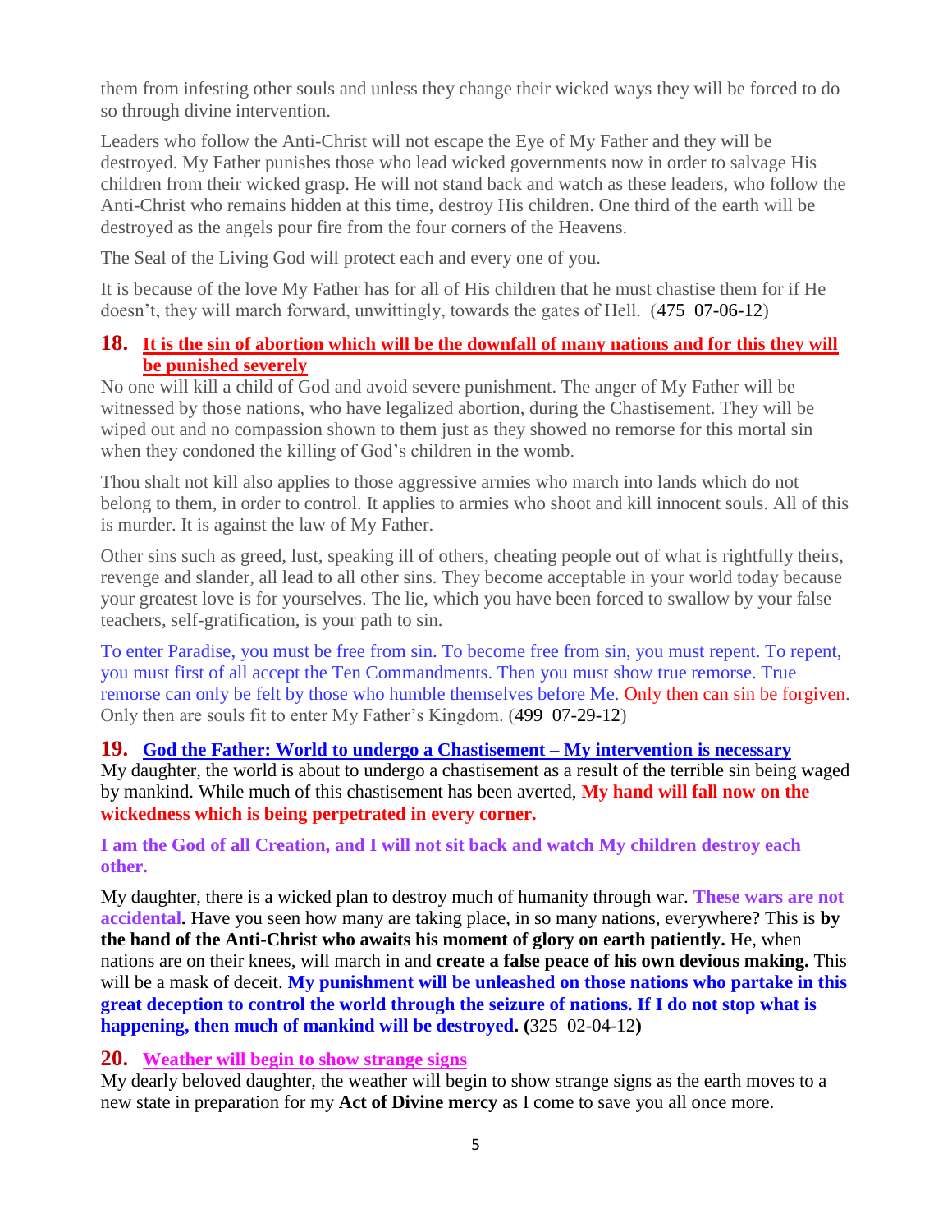them from infesting other souls and unless they change their wicked ways they will be forced to do so through divine intervention.

Leaders who follow the Anti-Christ will not escape the Eye of My Father and they will be destroyed. My Father punishes those who lead wicked governments now in order to salvage His children from their wicked grasp. He will not stand back and watch as these leaders, who follow the Anti-Christ who remains hidden at this time, destroy His children. One third of the earth will be destroyed as the angels pour fire from the four corners of the Heavens.

The Seal of the Living God will protect each and every one of you.

It is because of the love My Father has for all of His children that he must chastise them for if He doesn't, they will march forward, unwittingly, towards the gates of Hell. (475 07-06-12)

## 18. It is the sin of abortion which will be the downfall of many nations and for this they will be punished severely

No one will kill a child of God and avoid severe punishment. The anger of My Father will be witnessed by those nations, who have legalized abortion, during the Chastisement. They will be wiped out and no compassion shown to them just as they showed no remorse for this mortal sin when they condoned the killing of God's children in the womb.

Thou shalt not kill also applies to those aggressive armies who march into lands which do not belong to them, in order to control. It applies to armies who shoot and kill innocent souls. All of this is murder. It is against the law of My Father.

Other sins such as greed, lust, speaking ill of others, cheating people out of what is rightfully theirs, revenge and slander, all lead to all other sins. They become acceptable in your world today because your greatest love is for yourselves. The lie, which you have been forced to swallow by your false teachers, self-gratification, is your path to sin.

To enter Paradise, you must be free from sin. To become free from sin, you must repent. To repent, you must first of all accept the Ten Commandments. Then you must show true remorse. True remorse can only be felt by those who humble themselves before Me. Only then can sin be forgiven. Only then are souls fit to enter My Father's Kingdom. (499 07-29-12)

## 19. God the Father: World to undergo a Chastisement – My intervention is necessary

My daughter, the world is about to undergo a chastisement as a result of the terrible sin being waged by mankind. While much of this chastisement has been averted, **My hand will fall now on the wickedness which is being perpetrated in every corner.**

**I am the God of all Creation, and I will not sit back and watch My children destroy each other.**

My daughter, there is a wicked plan to destroy much of humanity through war. **These wars are not accidental.** Have you seen how many are taking place, in so many nations, everywhere? This is **by the hand of the Anti-Christ who awaits his moment of glory on earth patiently.** He, when nations are on their knees, will march in and **create a false peace of his own devious making.** This will be a mask of deceit. **My punishment will be unleashed on those nations who partake in this great deception to control the world through the seizure of nations. If I do not stop what is happening, then much of mankind will be destroyed. (**325 02-04-12**)**

## 20. Weather will begin to show strange signs

My dearly beloved daughter, the weather will begin to show strange signs as the earth moves to a new state in preparation for my **Act of Divine mercy** as I come to save you all once more.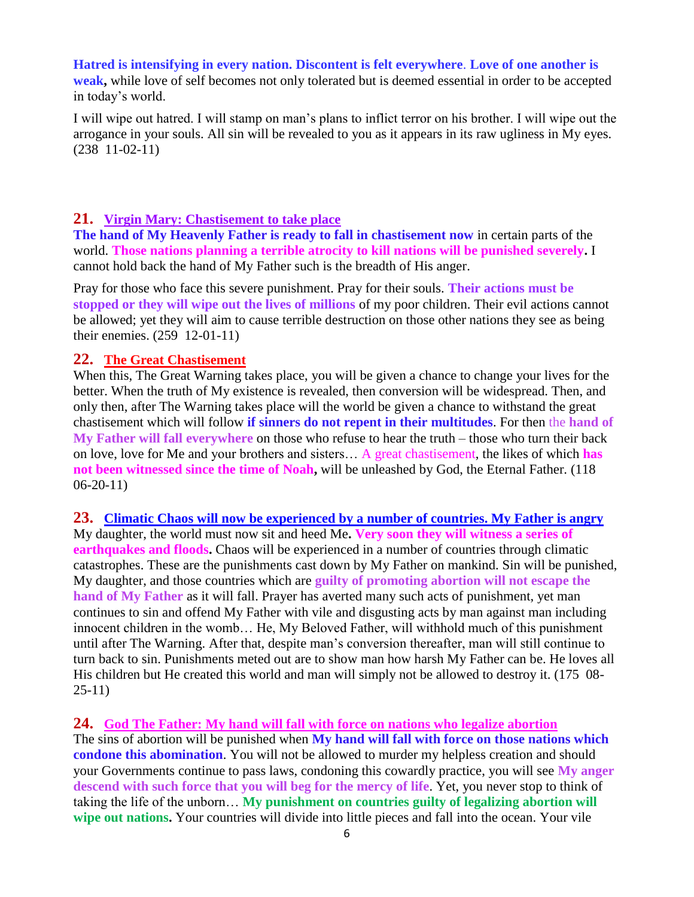**Hatred is intensifying in every nation. Discontent is felt everywhere**. **Love of one another is weak,** while love of self becomes not only tolerated but is deemed essential in order to be accepted in today's world.

I will wipe out hatred. I will stamp on man's plans to inflict terror on his brother. I will wipe out the arrogance in your souls. All sin will be revealed to you as it appears in its raw ugliness in My eyes. (238 11-02-11)

## 21. Virgin Mary: Chastisement to take place

**The hand of My Heavenly Father is ready to fall in chastisement now** in certain parts of the world. **Those nations planning a terrible atrocity to kill nations will be punished severely.** I cannot hold back the hand of My Father such is the breadth of His anger.

Pray for those who face this severe punishment. Pray for their souls. **Their actions must be stopped or they will wipe out the lives of millions** of my poor children. Their evil actions cannot be allowed; yet they will aim to cause terrible destruction on those other nations they see as being their enemies. (259 12-01-11)

## 22. The Great Chastisement

When this, The Great Warning takes place, you will be given a chance to change your lives for the better. When the truth of My existence is revealed, then conversion will be widespread. Then, and only then, after The Warning takes place will the world be given a chance to withstand the great chastisement which will follow **if sinners do not repent in their multitudes**. For then the **hand of My Father will fall everywhere** on those who refuse to hear the truth – those who turn their back on love, love for Me and your brothers and sisters… A great chastisement, the likes of which **has not been witnessed since the time of Noah,** will be unleashed by God, the Eternal Father. (118 06-20-11)

## 23. Climatic Chaos will now be experienced by a number of countries. My Father is angry

My daughter, the world must now sit and heed Me**. Very soon they will witness a series of earthquakes and floods.** Chaos will be experienced in a number of countries through climatic catastrophes. These are the punishments cast down by My Father on mankind. Sin will be punished, My daughter, and those countries which are **guilty of promoting abortion will not escape the hand of My Father** as it will fall. Prayer has averted many such acts of punishment, yet man continues to sin and offend My Father with vile and disgusting acts by man against man including innocent children in the womb… He, My Beloved Father, will withhold much of this punishment until after The Warning. After that, despite man's conversion thereafter, man will still continue to turn back to sin. Punishments meted out are to show man how harsh My Father can be. He loves all His children but He created this world and man will simply not be allowed to destroy it. (175 08-25-11)

## 24. God The Father: My hand will fall with force on nations who legalize abortion

The sins of abortion will be punished when **My hand will fall with force on those nations which condone this abomination**. You will not be allowed to murder my helpless creation and should your Governments continue to pass laws, condoning this cowardly practice, you will see **My anger descend with such force that you will beg for the mercy of life**. Yet, you never stop to think of taking the life of the unborn… **My punishment on countries guilty of legalizing abortion will wipe out nations.** Your countries will divide into little pieces and fall into the ocean. Your vile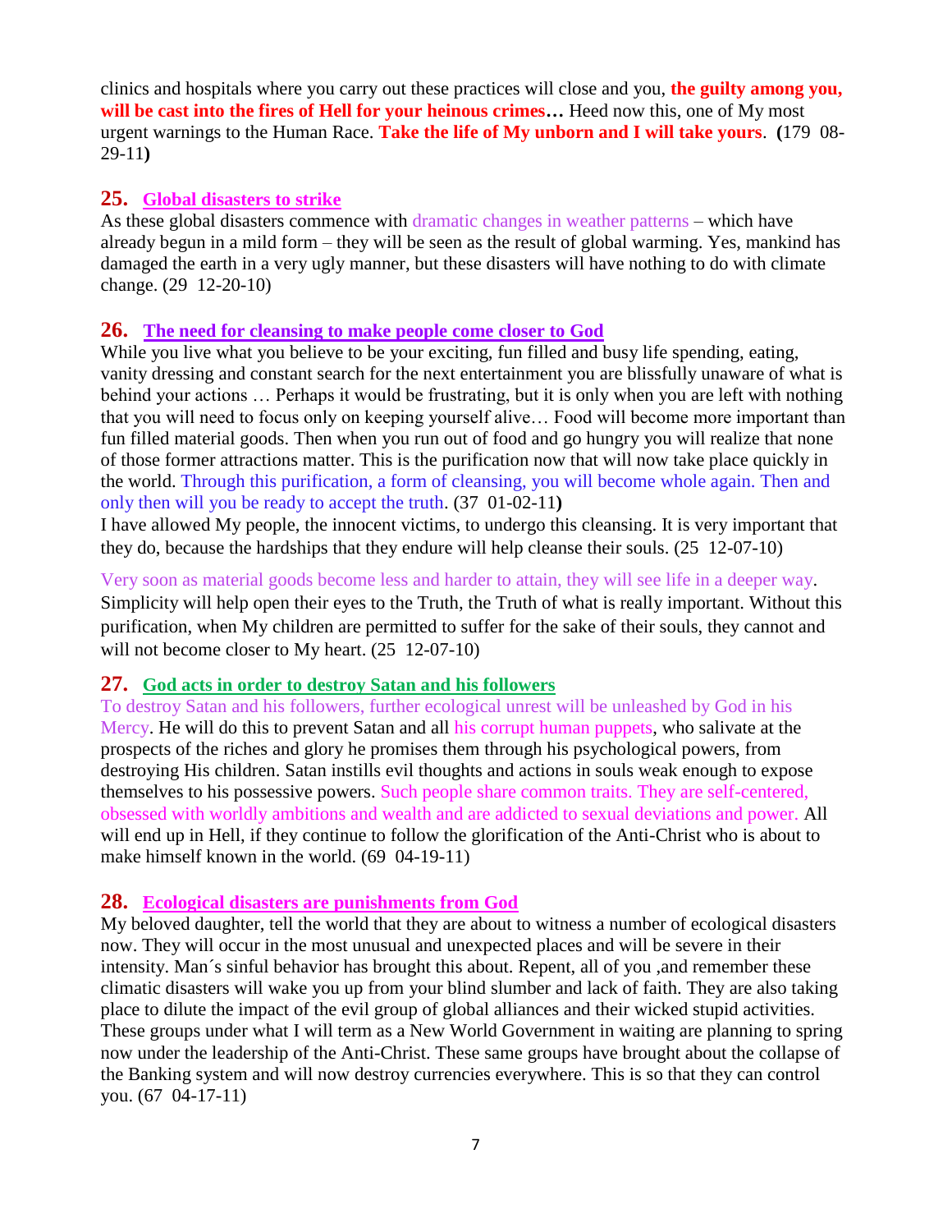clinics and hospitals where you carry out these practices will close and you, **the guilty among you, will be cast into the fires of Hell for your heinous crimes…** Heed now this, one of My most urgent warnings to the Human Race. **Take the life of My unborn and I will take yours**. **(**179 08-29-11**)**

## 25. Global disasters to strike

As these global disasters commence with dramatic changes in weather patterns – which have already begun in a mild form – they will be seen as the result of global warming. Yes, mankind has damaged the earth in a very ugly manner, but these disasters will have nothing to do with climate change. (29 12-20-10)

## 26. The need for cleansing to make people come closer to God

While you live what you believe to be your exciting, fun filled and busy life spending, eating, vanity dressing and constant search for the next entertainment you are blissfully unaware of what is behind your actions … Perhaps it would be frustrating, but it is only when you are left with nothing that you will need to focus only on keeping yourself alive… Food will become more important than fun filled material goods. Then when you run out of food and go hungry you will realize that none of those former attractions matter. This is the purification now that will now take place quickly in the world. Through this purification, a form of cleansing, you will become whole again. Then and only then will you be ready to accept the truth. (37 01-02-11**)**

I have allowed My people, the innocent victims, to undergo this cleansing. It is very important that they do, because the hardships that they endure will help cleanse their souls. (25 12-07-10)

Very soon as material goods become less and harder to attain, they will see life in a deeper way. Simplicity will help open their eyes to the Truth, the Truth of what is really important. Without this purification, when My children are permitted to suffer for the sake of their souls, they cannot and will not become closer to My heart. (25 12-07-10)

## 27. God acts in order to destroy Satan and his followers

To destroy Satan and his followers, further ecological unrest will be unleashed by God in his Mercy. He will do this to prevent Satan and all his corrupt human puppets, who salivate at the prospects of the riches and glory he promises them through his psychological powers, from destroying His children. Satan instills evil thoughts and actions in souls weak enough to expose themselves to his possessive powers. Such people share common traits. They are self-centered, obsessed with worldly ambitions and wealth and are addicted to sexual deviations and power. All will end up in Hell, if they continue to follow the glorification of the Anti-Christ who is about to make himself known in the world. (69 04-19-11)

## 28. Ecological disasters are punishments from God

My beloved daughter, tell the world that they are about to witness a number of ecological disasters now. They will occur in the most unusual and unexpected places and will be severe in their intensity. Man´s sinful behavior has brought this about. Repent, all of you ,and remember these climatic disasters will wake you up from your blind slumber and lack of faith. They are also taking place to dilute the impact of the evil group of global alliances and their wicked stupid activities. These groups under what I will term as a New World Government in waiting are planning to spring now under the leadership of the Anti-Christ. These same groups have brought about the collapse of the Banking system and will now destroy currencies everywhere. This is so that they can control you. (67 04-17-11)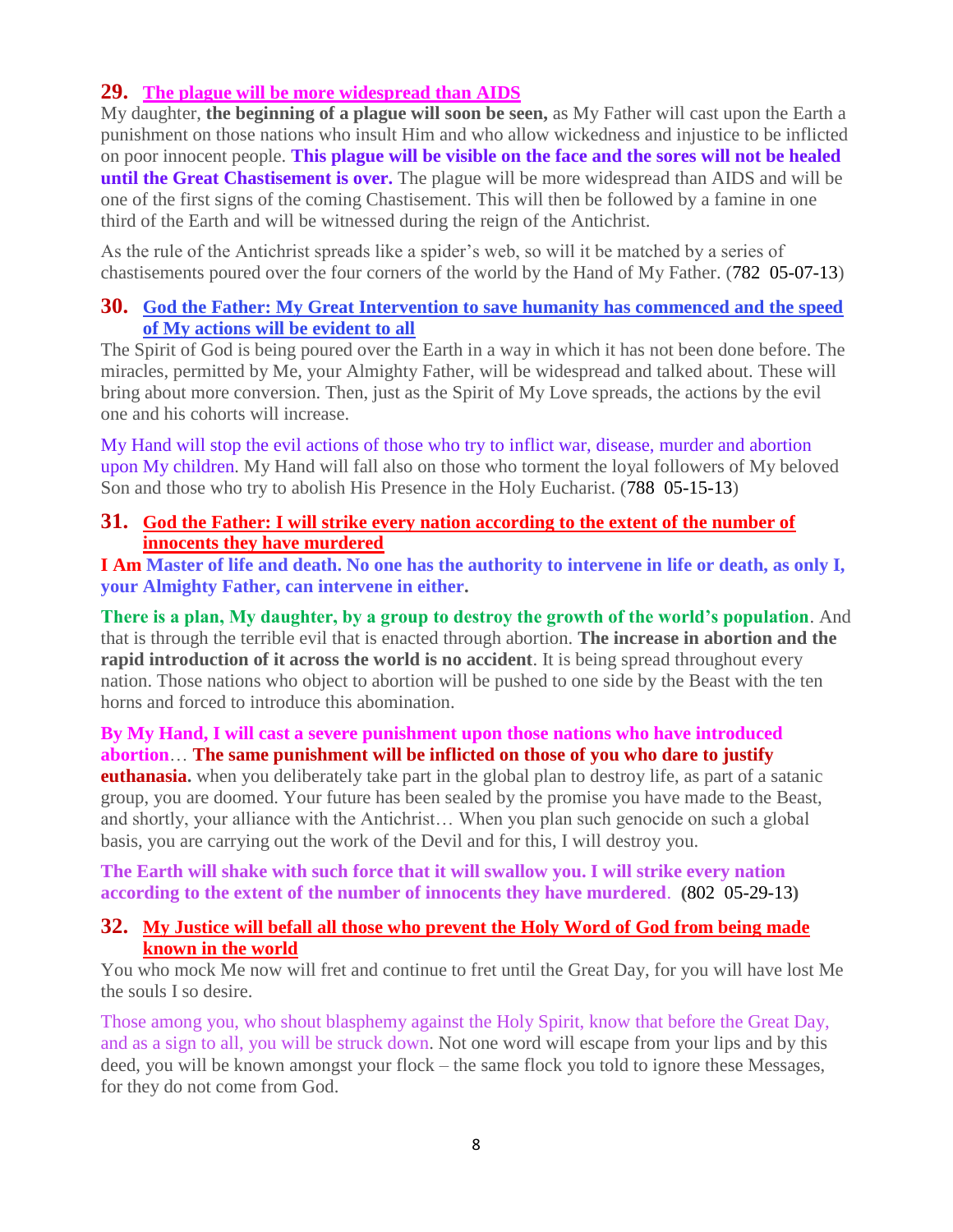## 29. The plague will be more widespread than AIDS

My daughter, **the beginning of a plague will soon be seen,** as My Father will cast upon the Earth a punishment on those nations who insult Him and who allow wickedness and injustice to be inflicted on poor innocent people. **This plague will be visible on the face and the sores will not be healed until the Great Chastisement is over.** The plague will be more widespread than AIDS and will be one of the first signs of the coming Chastisement. This will then be followed by a famine in one third of the Earth and will be witnessed during the reign of the Antichrist.

As the rule of the Antichrist spreads like a spider's web, so will it be matched by a series of chastisements poured over the four corners of the world by the Hand of My Father. (782 05-07-13)

## 30. God the Father: My Great Intervention to save humanity has commenced and the speed of My actions will be evident to all

The Spirit of God is being poured over the Earth in a way in which it has not been done before. The miracles, permitted by Me, your Almighty Father, will be widespread and talked about. These will bring about more conversion. Then, just as the Spirit of My Love spreads, the actions by the evil one and his cohorts will increase.

My Hand will stop the evil actions of those who try to inflict war, disease, murder and abortion upon My children. My Hand will fall also on those who torment the loyal followers of My beloved Son and those who try to abolish His Presence in the Holy Eucharist. (788 05-15-13)

## 31. God the Father: I will strike every nation according to the extent of the number of innocents they have murdered

**I Am Master of life and death. No one has the authority to intervene in life or death, as only I, your Almighty Father, can intervene in either.**

**There is a plan, My daughter, by a group to destroy the growth of the world's population**. And that is through the terrible evil that is enacted through abortion. **The increase in abortion and the rapid introduction of it across the world is no accident**. It is being spread throughout every nation. Those nations who object to abortion will be pushed to one side by the Beast with the ten horns and forced to introduce this abomination.

**By My Hand, I will cast a severe punishment upon those nations who have introduced abortion**… **The same punishment will be inflicted on those of you who dare to justify euthanasia.** when you deliberately take part in the global plan to destroy life, as part of a satanic group, you are doomed. Your future has been sealed by the promise you have made to the Beast, and shortly, your alliance with the Antichrist… When you plan such genocide on such a global basis, you are carrying out the work of the Devil and for this, I will destroy you.

**The Earth will shake with such force that it will swallow you. I will strike every nation according to the extent of the number of innocents they have murdered**. **(**802 05-29-13**)**

## 32. My Justice will befall all those who prevent the Holy Word of God from being made known in the world

You who mock Me now will fret and continue to fret until the Great Day, for you will have lost Me the souls I so desire.

Those among you, who shout blasphemy against the Holy Spirit, know that before the Great Day, and as a sign to all, you will be struck down. Not one word will escape from your lips and by this deed, you will be known amongst your flock – the same flock you told to ignore these Messages, for they do not come from God.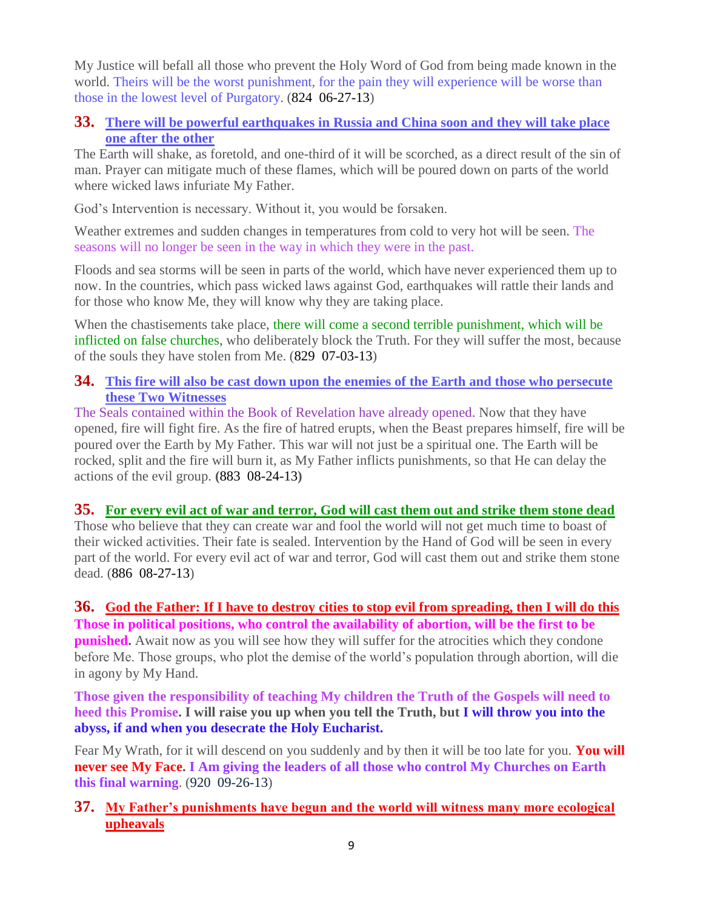My Justice will befall all those who prevent the Holy Word of God from being made known in the world. Theirs will be the worst punishment, for the pain they will experience will be worse than those in the lowest level of Purgatory. (824 06-27-13)

### 33. There will be powerful earthquakes in Russia and China soon and they will take place one after the other

The Earth will shake, as foretold, and one-third of it will be scorched, as a direct result of the sin of man. Prayer can mitigate much of these flames, which will be poured down on parts of the world where wicked laws infuriate My Father.

God's Intervention is necessary. Without it, you would be forsaken.

Weather extremes and sudden changes in temperatures from cold to very hot will be seen. The seasons will no longer be seen in the way in which they were in the past.

Floods and sea storms will be seen in parts of the world, which have never experienced them up to now. In the countries, which pass wicked laws against God, earthquakes will rattle their lands and for those who know Me, they will know why they are taking place.

When the chastisements take place, there will come a second terrible punishment, which will be inflicted on false churches, who deliberately block the Truth. For they will suffer the most, because of the souls they have stolen from Me. (829 07-03-13)

### 34. This fire will also be cast down upon the enemies of the Earth and those who persecute these Two Witnesses

The Seals contained within the Book of Revelation have already opened. Now that they have opened, fire will fight fire. As the fire of hatred erupts, when the Beast prepares himself, fire will be poured over the Earth by My Father. This war will not just be a spiritual one. The Earth will be rocked, split and the fire will burn it, as My Father inflicts punishments, so that He can delay the actions of the evil group. **(**883 08-24-13**)**

### 35. For every evil act of war and terror, God will cast them out and strike them stone dead

Those who believe that they can create war and fool the world will not get much time to boast of their wicked activities. Their fate is sealed. Intervention by the Hand of God will be seen in every part of the world. For every evil act of war and terror, God will cast them out and strike them stone dead. (886 08-27-13)

### 36. God the Father: If I have to destroy cities to stop evil from spreading, then I will do this

**Those in political positions, who control the availability of abortion, will be the first to be punished.** Await now as you will see how they will suffer for the atrocities which they condone before Me. Those groups, who plot the demise of the world's population through abortion, will die in agony by My Hand.

**Those given the responsibility of teaching My children the Truth of the Gospels will need to heed this Promise. I will raise you up when you tell the Truth, but I will throw you into the abyss, if and when you desecrate the Holy Eucharist.**

Fear My Wrath, for it will descend on you suddenly and by then it will be too late for you. **You will never see My Face. I Am giving the leaders of all those who control My Churches on Earth this final warning**. (920 09-26-13)

### 37. My Father's punishments have begun and the world will witness many more ecological upheavals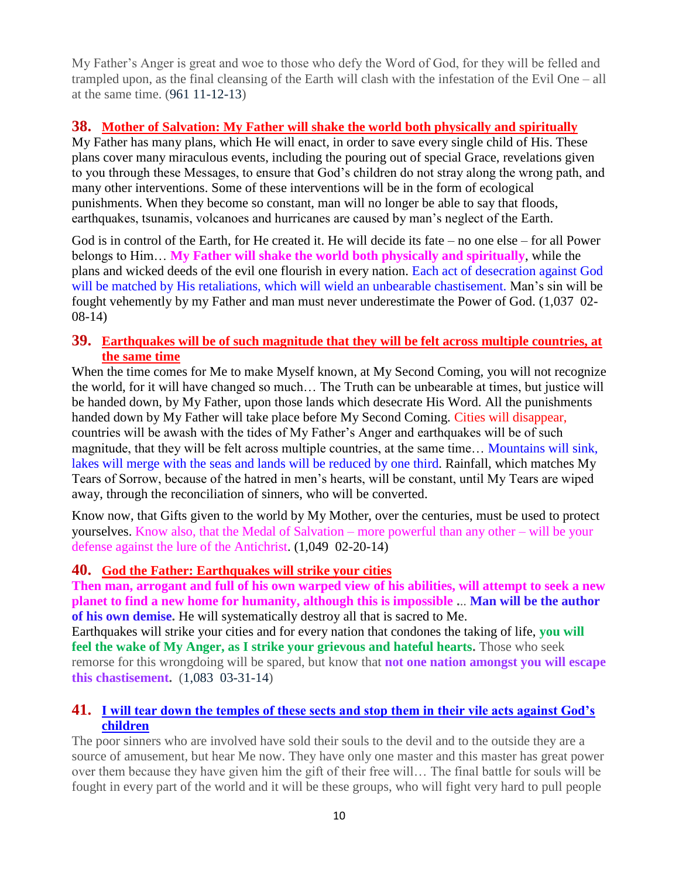My Father's Anger is great and woe to those who defy the Word of God, for they will be felled and trampled upon, as the final cleansing of the Earth will clash with the infestation of the Evil One – all at the same time. (961 11-12-13)

### 38. Mother of Salvation: My Father will shake the world both physically and spiritually

My Father has many plans, which He will enact, in order to save every single child of His. These plans cover many miraculous events, including the pouring out of special Grace, revelations given to you through these Messages, to ensure that God's children do not stray along the wrong path, and many other interventions. Some of these interventions will be in the form of ecological punishments. When they become so constant, man will no longer be able to say that floods, earthquakes, tsunamis, volcanoes and hurricanes are caused by man's neglect of the Earth.

God is in control of the Earth, for He created it. He will decide its fate – no one else – for all Power belongs to Him… **My Father will shake the world both physically and spiritually**, while the plans and wicked deeds of the evil one flourish in every nation. Each act of desecration against God will be matched by His retaliations, which will wield an unbearable chastisement. Man's sin will be fought vehemently by my Father and man must never underestimate the Power of God. (1,037 02-08-14)

### 39. Earthquakes will be of such magnitude that they will be felt across multiple countries, at the same time

When the time comes for Me to make Myself known, at My Second Coming, you will not recognize the world, for it will have changed so much… The Truth can be unbearable at times, but justice will be handed down, by My Father, upon those lands which desecrate His Word. All the punishments handed down by My Father will take place before My Second Coming. Cities will disappear, countries will be awash with the tides of My Father's Anger and earthquakes will be of such magnitude, that they will be felt across multiple countries, at the same time… Mountains will sink, lakes will merge with the seas and lands will be reduced by one third. Rainfall, which matches My Tears of Sorrow, because of the hatred in men's hearts, will be constant, until My Tears are wiped away, through the reconciliation of sinners, who will be converted.

Know now, that Gifts given to the world by My Mother, over the centuries, must be used to protect yourselves. Know also, that the Medal of Salvation – more powerful than any other – will be your defense against the lure of the Antichrist. (1,049 02-20-14)

### 40. God the Father: Earthquakes will strike your cities

**Then man, arrogant and full of his own warped view of his abilities, will attempt to seek a new planet to find a new home for humanity, although this is impossible** ... **Man will be the author of his own demise.** He will systematically destroy all that is sacred to Me.
Earthquakes will strike your cities and for every nation that condones the taking of life, **you will feel the wake of My Anger, as I strike your grievous and hateful hearts.** Those who seek remorse for this wrongdoing will be spared, but know that **not one nation amongst you will escape this chastisement.** (1,083 03-31-14)

### 41. I will tear down the temples of these sects and stop them in their vile acts against God's children

The poor sinners who are involved have sold their souls to the devil and to the outside they are a source of amusement, but hear Me now. They have only one master and this master has great power over them because they have given him the gift of their free will… The final battle for souls will be fought in every part of the world and it will be these groups, who will fight very hard to pull people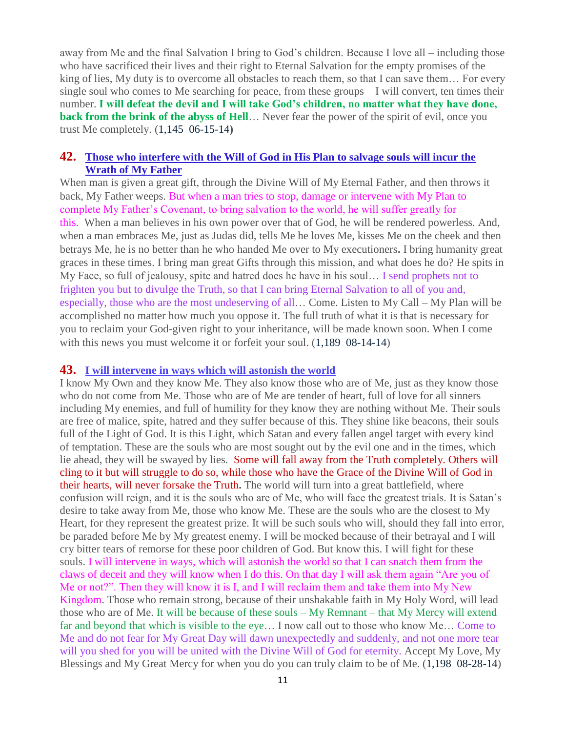away from Me and the final Salvation I bring to God's children. Because I love all – including those who have sacrificed their lives and their right to Eternal Salvation for the empty promises of the king of lies, My duty is to overcome all obstacles to reach them, so that I can save them… For every single soul who comes to Me searching for peace, from these groups – I will convert, ten times their number. **I will defeat the devil and I will take God's children, no matter what they have done, back from the brink of the abyss of Hell**… Never fear the power of the spirit of evil, once you trust Me completely. (1,145 06-15-14)

## 42. Those who interfere with the Will of God in His Plan to salvage souls will incur the Wrath of My Father

When man is given a great gift, through the Divine Will of My Eternal Father, and then throws it back, My Father weeps. But when a man tries to stop, damage or intervene with My Plan to complete My Father's Covenant, to bring salvation to the world, he will suffer greatly for this. When a man believes in his own power over that of God, he will be rendered powerless. And, when a man embraces Me, just as Judas did, tells Me he loves Me, kisses Me on the cheek and then betrays Me, he is no better than he who handed Me over to My executioners**.** I bring humanity great graces in these times. I bring man great Gifts through this mission, and what does he do? He spits in My Face, so full of jealousy, spite and hatred does he have in his soul… I send prophets not to frighten you but to divulge the Truth, so that I can bring Eternal Salvation to all of you and, especially, those who are the most undeserving of all… Come. Listen to My Call – My Plan will be accomplished no matter how much you oppose it. The full truth of what it is that is necessary for you to reclaim your God-given right to your inheritance, will be made known soon. When I come with this news you must welcome it or forfeit your soul. (1,189 08-14-14)

## 43. I will intervene in ways which will astonish the world

I know My Own and they know Me. They also know those who are of Me, just as they know those who do not come from Me. Those who are of Me are tender of heart, full of love for all sinners including My enemies, and full of humility for they know they are nothing without Me. Their souls are free of malice, spite, hatred and they suffer because of this. They shine like beacons, their souls full of the Light of God. It is this Light, which Satan and every fallen angel target with every kind of temptation. These are the souls who are most sought out by the evil one and in the times, which lie ahead, they will be swayed by lies. Some will fall away from the Truth completely. Others will cling to it but will struggle to do so, while those who have the Grace of the Divine Will of God in their hearts, will never forsake the Truth**.** The world will turn into a great battlefield, where confusion will reign, and it is the souls who are of Me, who will face the greatest trials. It is Satan's desire to take away from Me, those who know Me. These are the souls who are the closest to My Heart, for they represent the greatest prize. It will be such souls who will, should they fall into error, be paraded before Me by My greatest enemy. I will be mocked because of their betrayal and I will cry bitter tears of remorse for these poor children of God. But know this. I will fight for these souls. I will intervene in ways, which will astonish the world so that I can snatch them from the claws of deceit and they will know when I do this. On that day I will ask them again "Are you of Me or not?". Then they will know it is I, and I will reclaim them and take them into My New Kingdom. Those who remain strong, because of their unshakable faith in My Holy Word, will lead those who are of Me. It will be because of these souls – My Remnant – that My Mercy will extend far and beyond that which is visible to the eye… I now call out to those who know Me… Come to Me and do not fear for My Great Day will dawn unexpectedly and suddenly, and not one more tear will you shed for you will be united with the Divine Will of God for eternity. Accept My Love, My Blessings and My Great Mercy for when you do you can truly claim to be of Me. (1,198 08-28-14)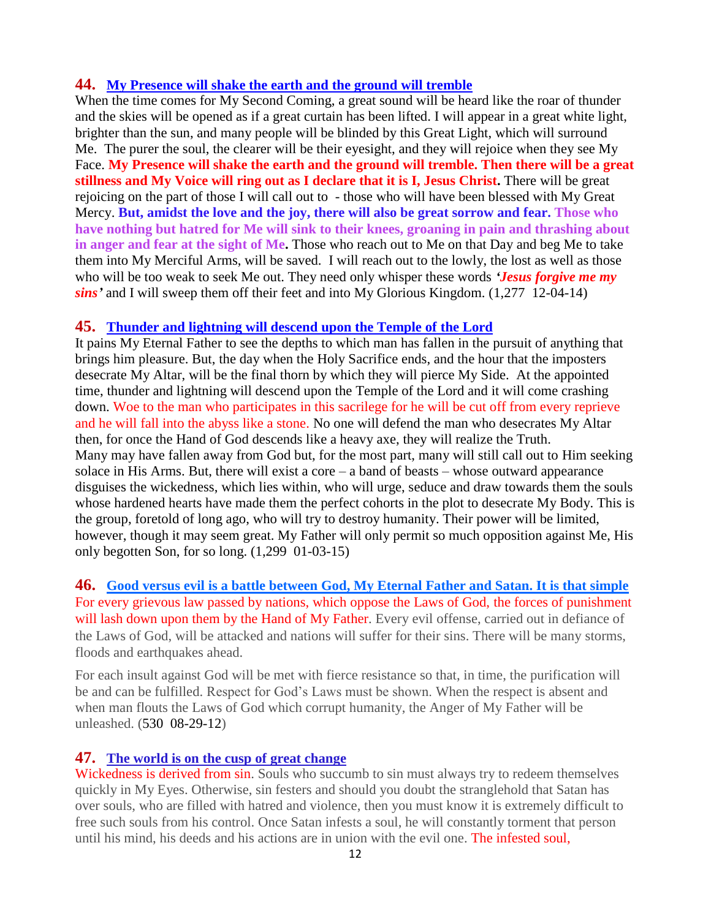### 44. [My Presence will shake the earth and the ground will tremble]

When the time comes for My Second Coming, a great sound will be heard like the roar of thunder and the skies will be opened as if a great curtain has been lifted. I will appear in a great white light, brighter than the sun, and many people will be blinded by this Great Light, which will surround Me. The purer the soul, the clearer will be their eyesight, and they will rejoice when they see My Face. **My Presence will shake the earth and the ground will tremble. Then there will be a great stillness and My Voice will ring out as I declare that it is I, Jesus Christ.** There will be great rejoicing on the part of those I will call out to - those who will have been blessed with My Great Mercy. **But, amidst the love and the joy, there will also be great sorrow and fear. Those who have nothing but hatred for Me will sink to their knees, groaning in pain and thrashing about in anger and fear at the sight of Me.** Those who reach out to Me on that Day and beg Me to take them into My Merciful Arms, will be saved. I will reach out to the lowly, the lost as well as those who will be too weak to seek Me out. They need only whisper these words ***'Jesus forgive me my sins'*** and I will sweep them off their feet and into My Glorious Kingdom. (1,277 12-04-14)

### 45. [Thunder and lightning will descend upon the Temple of the Lord]

It pains My Eternal Father to see the depths to which man has fallen in the pursuit of anything that brings him pleasure. But, the day when the Holy Sacrifice ends, and the hour that the imposters desecrate My Altar, will be the final thorn by which they will pierce My Side. At the appointed time, thunder and lightning will descend upon the Temple of the Lord and it will come crashing down. Woe to the man who participates in this sacrilege for he will be cut off from every reprieve and he will fall into the abyss like a stone. No one will defend the man who desecrates My Altar then, for once the Hand of God descends like a heavy axe, they will realize the Truth.
Many may have fallen away from God but, for the most part, many will still call out to Him seeking solace in His Arms. But, there will exist a core – a band of beasts – whose outward appearance disguises the wickedness, which lies within, who will urge, seduce and draw towards them the souls whose hardened hearts have made them the perfect cohorts in the plot to desecrate My Body. This is the group, foretold of long ago, who will try to destroy humanity. Their power will be limited, however, though it may seem great. My Father will only permit so much opposition against Me, His only begotten Son, for so long. (1,299 01-03-15)

### 46. [Good versus evil is a battle between God, My Eternal Father and Satan. It is that simple]

For every grievous law passed by nations, which oppose the Laws of God, the forces of punishment will lash down upon them by the Hand of My Father. Every evil offense, carried out in defiance of the Laws of God, will be attacked and nations will suffer for their sins. There will be many storms, floods and earthquakes ahead.

For each insult against God will be met with fierce resistance so that, in time, the purification will be and can be fulfilled. Respect for God's Laws must be shown. When the respect is absent and when man flouts the Laws of God which corrupt humanity, the Anger of My Father will be unleashed. (530 08-29-12)

### 47. [The world is on the cusp of great change]

Wickedness is derived from sin. Souls who succumb to sin must always try to redeem themselves quickly in My Eyes. Otherwise, sin festers and should you doubt the stranglehold that Satan has over souls, who are filled with hatred and violence, then you must know it is extremely difficult to free such souls from his control. Once Satan infests a soul, he will constantly torment that person until his mind, his deeds and his actions are in union with the evil one. The infested soul,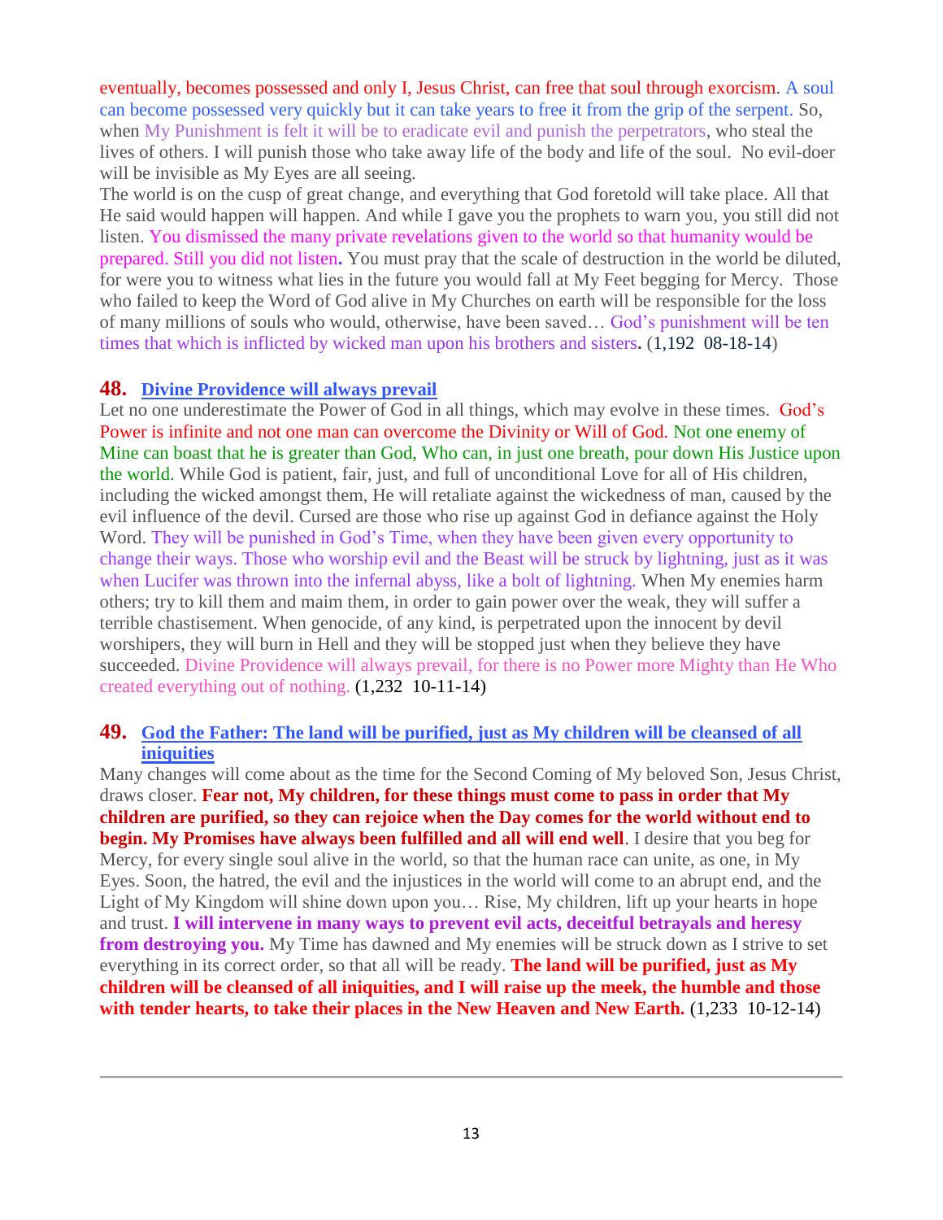eventually, becomes possessed and only I, Jesus Christ, can free that soul through exorcism. A soul can become possessed very quickly but it can take years to free it from the grip of the serpent. So, when My Punishment is felt it will be to eradicate evil and punish the perpetrators, who steal the lives of others. I will punish those who take away life of the body and life of the soul. No evil-doer will be invisible as My Eyes are all seeing.

The world is on the cusp of great change, and everything that God foretold will take place. All that He said would happen will happen. And while I gave you the prophets to warn you, you still did not listen. You dismissed the many private revelations given to the world so that humanity would be prepared. Still you did not listen**.** You must pray that the scale of destruction in the world be diluted, for were you to witness what lies in the future you would fall at My Feet begging for Mercy. Those who failed to keep the Word of God alive in My Churches on earth will be responsible for the loss of many millions of souls who would, otherwise, have been saved… God's punishment will be ten times that which is inflicted by wicked man upon his brothers and sisters**.** (1,192 08-18-14)

## 48. Divine Providence will always prevail

Let no one underestimate the Power of God in all things, which may evolve in these times. God's Power is infinite and not one man can overcome the Divinity or Will of God. Not one enemy of Mine can boast that he is greater than God, Who can, in just one breath, pour down His Justice upon the world. While God is patient, fair, just, and full of unconditional Love for all of His children, including the wicked amongst them, He will retaliate against the wickedness of man, caused by the evil influence of the devil. Cursed are those who rise up against God in defiance against the Holy Word. They will be punished in God's Time, when they have been given every opportunity to change their ways. Those who worship evil and the Beast will be struck by lightning, just as it was when Lucifer was thrown into the infernal abyss, like a bolt of lightning. When My enemies harm others; try to kill them and maim them, in order to gain power over the weak, they will suffer a terrible chastisement. When genocide, of any kind, is perpetrated upon the innocent by devil worshipers, they will burn in Hell and they will be stopped just when they believe they have succeeded. Divine Providence will always prevail, for there is no Power more Mighty than He Who created everything out of nothing. (1,232 10-11-14)

## 49. God the Father: The land will be purified, just as My children will be cleansed of all iniquities

Many changes will come about as the time for the Second Coming of My beloved Son, Jesus Christ, draws closer. **Fear not, My children, for these things must come to pass in order that My children are purified, so they can rejoice when the Day comes for the world without end to begin. My Promises have always been fulfilled and all will end well**. I desire that you beg for Mercy, for every single soul alive in the world, so that the human race can unite, as one, in My Eyes. Soon, the hatred, the evil and the injustices in the world will come to an abrupt end, and the Light of My Kingdom will shine down upon you… Rise, My children, lift up your hearts in hope and trust. **I will intervene in many ways to prevent evil acts, deceitful betrayals and heresy from destroying you.** My Time has dawned and My enemies will be struck down as I strive to set everything in its correct order, so that all will be ready. **The land will be purified, just as My children will be cleansed of all iniquities, and I will raise up the meek, the humble and those with tender hearts, to take their places in the New Heaven and New Earth.** (1,233 10-12-14)